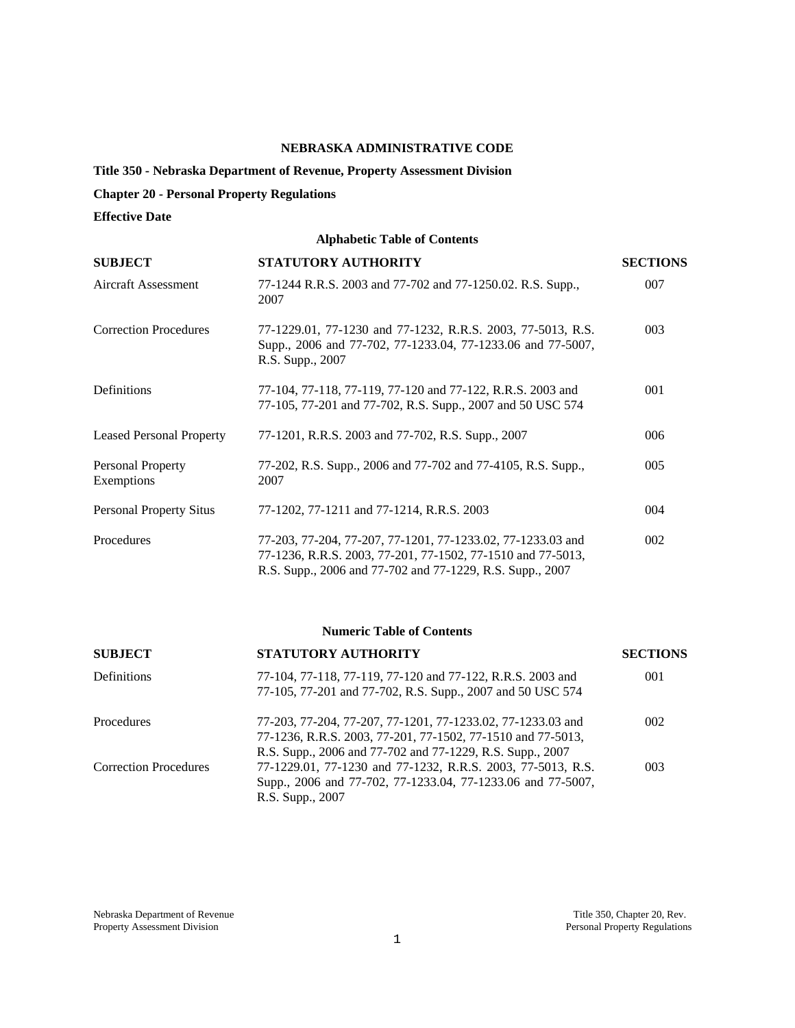**NEBRASKA ADMINISTRATIVE CODE**

**Title 350 - Nebraska Department of Revenue, Property Assessment Division**

**Chapter 20 - Personal Property Regulations**

**Effective Date**

**Alphabetic Table of Contents**

| SUBJECT | STATUTORY AUTHORITY | SECTIONS |
|---|---|---|
| Aircraft Assessment | 77-1244 R.R.S. 2003 and 77-702 and 77-1250.02. R.S. Supp., 2007 | 007 |
| Correction Procedures | 77-1229.01, 77-1230 and 77-1232, R.R.S. 2003, 77-5013, R.S. Supp., 2006 and 77-702, 77-1233.04, 77-1233.06 and 77-5007, R.S. Supp., 2007 | 003 |
| Definitions | 77-104, 77-118, 77-119, 77-120 and 77-122, R.R.S. 2003 and 77-105, 77-201 and 77-702, R.S. Supp., 2007 and 50 USC 574 | 001 |
| Leased Personal Property | 77-1201, R.R.S. 2003 and 77-702, R.S. Supp., 2007 | 006 |
| Personal Property Exemptions | 77-202, R.S. Supp., 2006 and 77-702 and 77-4105, R.S. Supp., 2007 | 005 |
| Personal Property Situs | 77-1202, 77-1211 and 77-1214, R.R.S. 2003 | 004 |
| Procedures | 77-203, 77-204, 77-207, 77-1201, 77-1233.02, 77-1233.03 and 77-1236, R.R.S. 2003, 77-201, 77-1502, 77-1510 and 77-5013, R.S. Supp., 2006 and 77-702 and 77-1229, R.S. Supp., 2007 | 002 |

**Numeric Table of Contents**

| SUBJECT | STATUTORY AUTHORITY | SECTIONS |
|---|---|---|
| Definitions | 77-104, 77-118, 77-119, 77-120 and 77-122, R.R.S. 2003 and 77-105, 77-201 and 77-702, R.S. Supp., 2007 and 50 USC 574 | 001 |
| Procedures | 77-203, 77-204, 77-207, 77-1201, 77-1233.02, 77-1233.03 and 77-1236, R.R.S. 2003, 77-201, 77-1502, 77-1510 and 77-5013, R.S. Supp., 2006 and 77-702 and 77-1229, R.S. Supp., 2007 | 002 |
| Correction Procedures | 77-1229.01, 77-1230 and 77-1232, R.R.S. 2003, 77-5013, R.S. Supp., 2006 and 77-702, 77-1233.04, 77-1233.06 and 77-5007, R.S. Supp., 2007 | 003 |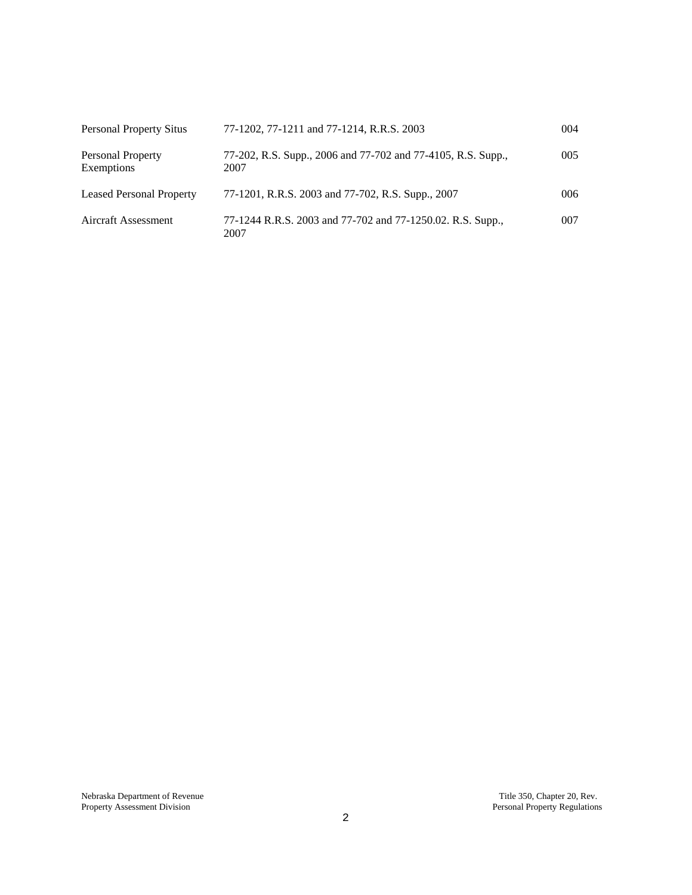| | | |
|---|---|---|
| Personal Property Situs | 77-1202, 77-1211 and 77-1214, R.R.S. 2003 | 004 |
| Personal Property Exemptions | 77-202, R.S. Supp., 2006 and 77-702 and 77-4105, R.S. Supp., 2007 | 005 |
| Leased Personal Property | 77-1201, R.R.S. 2003 and 77-702, R.S. Supp., 2007 | 006 |
| Aircraft Assessment | 77-1244 R.R.S. 2003 and 77-702 and 77-1250.02. R.S. Supp., 2007 | 007 |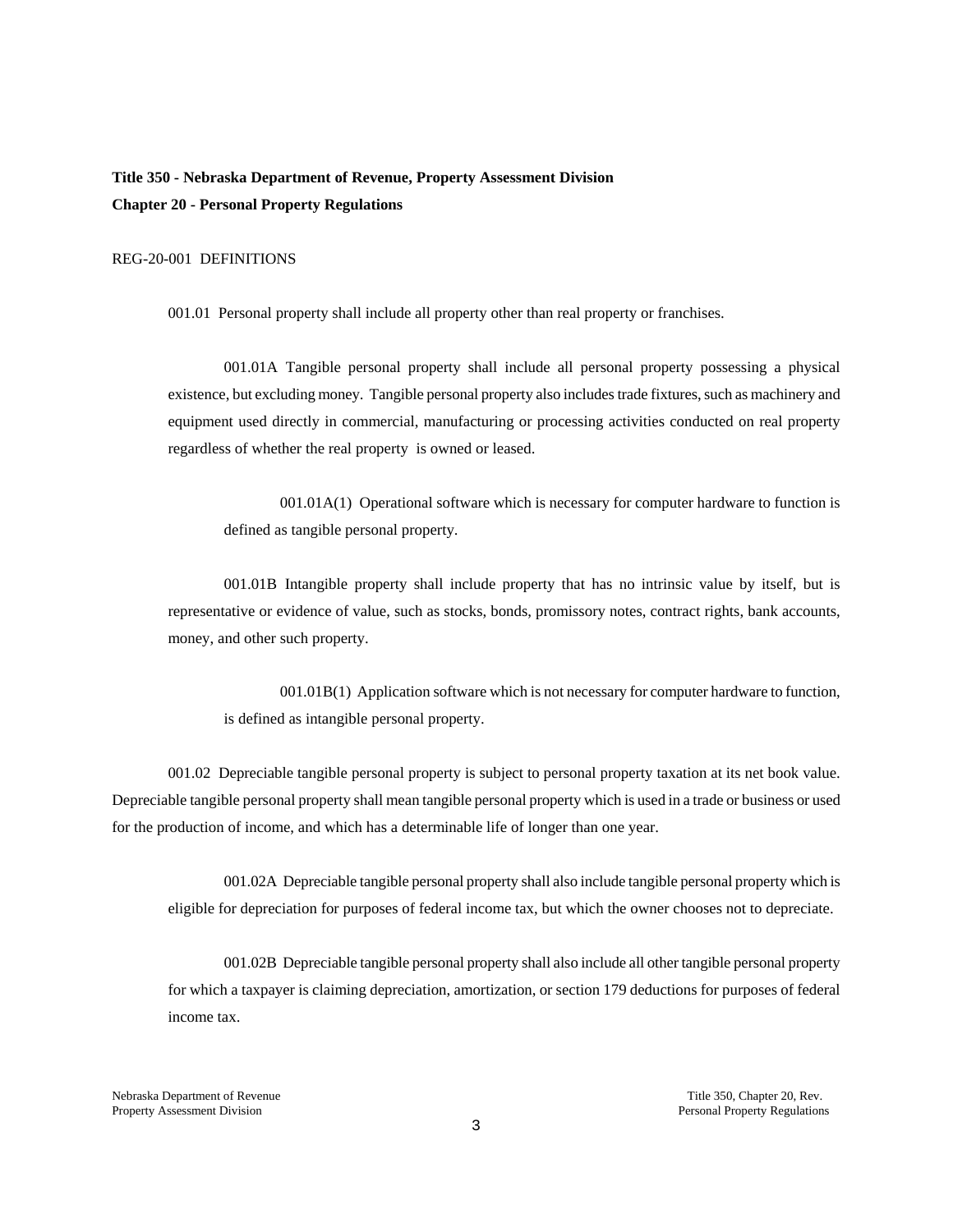**Title 350 - Nebraska Department of Revenue, Property Assessment Division**

**Chapter 20 - Personal Property Regulations**

REG-20-001 DEFINITIONS

001.01 Personal property shall include all property other than real property or franchises.

001.01A Tangible personal property shall include all personal property possessing a physical existence, but excluding money. Tangible personal property also includes trade fixtures, such as machinery and equipment used directly in commercial, manufacturing or processing activities conducted on real property regardless of whether the real property is owned or leased.

001.01A(1) Operational software which is necessary for computer hardware to function is defined as tangible personal property.

001.01B Intangible property shall include property that has no intrinsic value by itself, but is representative or evidence of value, such as stocks, bonds, promissory notes, contract rights, bank accounts, money, and other such property.

001.01B(1) Application software which is not necessary for computer hardware to function, is defined as intangible personal property.

001.02 Depreciable tangible personal property is subject to personal property taxation at its net book value. Depreciable tangible personal property shall mean tangible personal property which is used in a trade or business or used for the production of income, and which has a determinable life of longer than one year.

001.02A Depreciable tangible personal property shall also include tangible personal property which is eligible for depreciation for purposes of federal income tax, but which the owner chooses not to depreciate.

001.02B Depreciable tangible personal property shall also include all other tangible personal property for which a taxpayer is claiming depreciation, amortization, or section 179 deductions for purposes of federal income tax.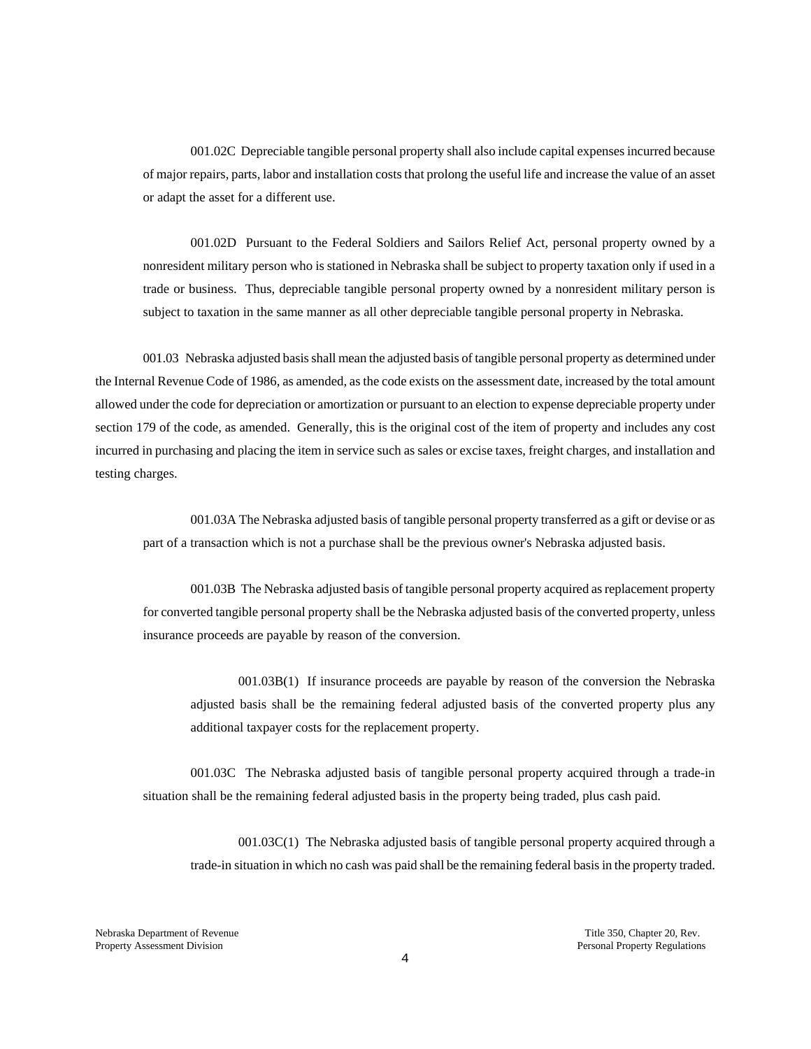001.02C  Depreciable tangible personal property shall also include capital expenses incurred because of major repairs, parts, labor and installation costs that prolong the useful life and increase the value of an asset or adapt the asset for a different use.

001.02D  Pursuant to the Federal Soldiers and Sailors Relief Act, personal property owned by a nonresident military person who is stationed in Nebraska shall be subject to property taxation only if used in a trade or business.  Thus, depreciable tangible personal property owned by a nonresident military person is subject to taxation in the same manner as all other depreciable tangible personal property in Nebraska.

001.03  Nebraska adjusted basis shall mean the adjusted basis of tangible personal property as determined under the Internal Revenue Code of 1986, as amended, as the code exists on the assessment date, increased by the total amount allowed under the code for depreciation or amortization or pursuant to an election to expense depreciable property under section 179 of the code, as amended.  Generally, this is the original cost of the item of property and includes any cost incurred in purchasing and placing the item in service such as sales or excise taxes, freight charges, and installation and testing charges.

001.03A The Nebraska adjusted basis of tangible personal property transferred as a gift or devise or as part of a transaction which is not a purchase shall be the previous owner's Nebraska adjusted basis.

001.03B  The Nebraska adjusted basis of tangible personal property acquired as replacement property for converted tangible personal property shall be the Nebraska adjusted basis of the converted property, unless insurance proceeds are payable by reason of the conversion.

001.03B(1)  If insurance proceeds are payable by reason of the conversion the Nebraska adjusted basis shall be the remaining federal adjusted basis of the converted property plus any additional taxpayer costs for the replacement property.

001.03C  The Nebraska adjusted basis of tangible personal property acquired through a trade-in situation shall be the remaining federal adjusted basis in the property being traded, plus cash paid.

001.03C(1)  The Nebraska adjusted basis of tangible personal property acquired through a trade-in situation in which no cash was paid shall be the remaining federal basis in the property traded.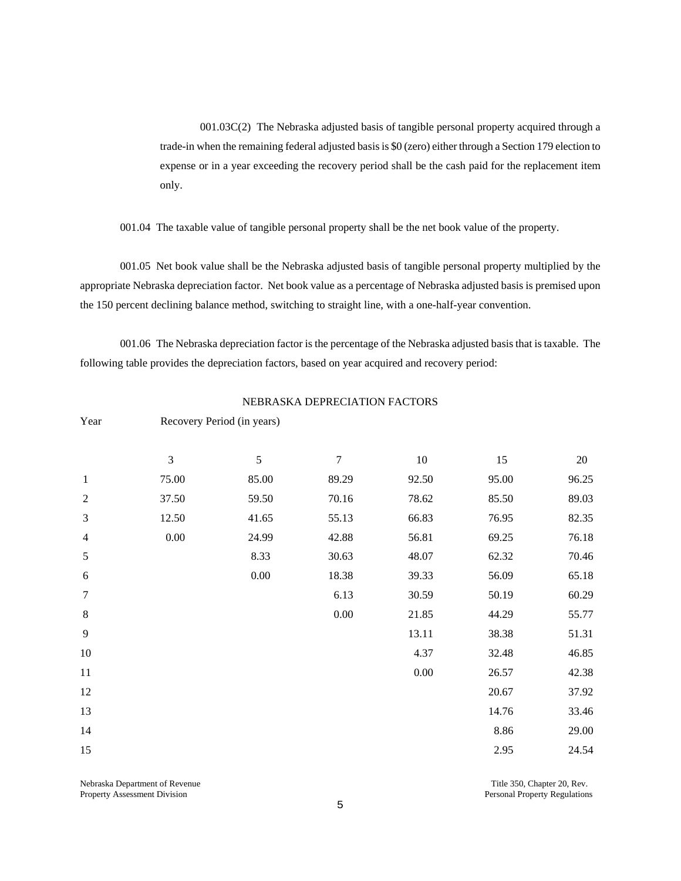001.03C(2) The Nebraska adjusted basis of tangible personal property acquired through a trade-in when the remaining federal adjusted basis is $0 (zero) either through a Section 179 election to expense or in a year exceeding the recovery period shall be the cash paid for the replacement item only.

001.04 The taxable value of tangible personal property shall be the net book value of the property.

001.05 Net book value shall be the Nebraska adjusted basis of tangible personal property multiplied by the appropriate Nebraska depreciation factor. Net book value as a percentage of Nebraska adjusted basis is premised upon the 150 percent declining balance method, switching to straight line, with a one-half-year convention.

001.06 The Nebraska depreciation factor is the percentage of the Nebraska adjusted basis that is taxable. The following table provides the depreciation factors, based on year acquired and recovery period:

NEBRASKA DEPRECIATION FACTORS

| Year | Recovery Period (in years) | | | | | |
|---|---|---|---|---|---|---|
| | 3 | 5 | 7 | 10 | 15 | 20 |
| 1 | 75.00 | 85.00 | 89.29 | 92.50 | 95.00 | 96.25 |
| 2 | 37.50 | 59.50 | 70.16 | 78.62 | 85.50 | 89.03 |
| 3 | 12.50 | 41.65 | 55.13 | 66.83 | 76.95 | 82.35 |
| 4 | 0.00 | 24.99 | 42.88 | 56.81 | 69.25 | 76.18 |
| 5 | | 8.33 | 30.63 | 48.07 | 62.32 | 70.46 |
| 6 | | 0.00 | 18.38 | 39.33 | 56.09 | 65.18 |
| 7 | | | 6.13 | 30.59 | 50.19 | 60.29 |
| 8 | | | 0.00 | 21.85 | 44.29 | 55.77 |
| 9 | | | | 13.11 | 38.38 | 51.31 |
| 10 | | | | 4.37 | 32.48 | 46.85 |
| 11 | | | | 0.00 | 26.57 | 42.38 |
| 12 | | | | | 20.67 | 37.92 |
| 13 | | | | | 14.76 | 33.46 |
| 14 | | | | | 8.86 | 29.00 |
| 15 | | | | | 2.95 | 24.54 |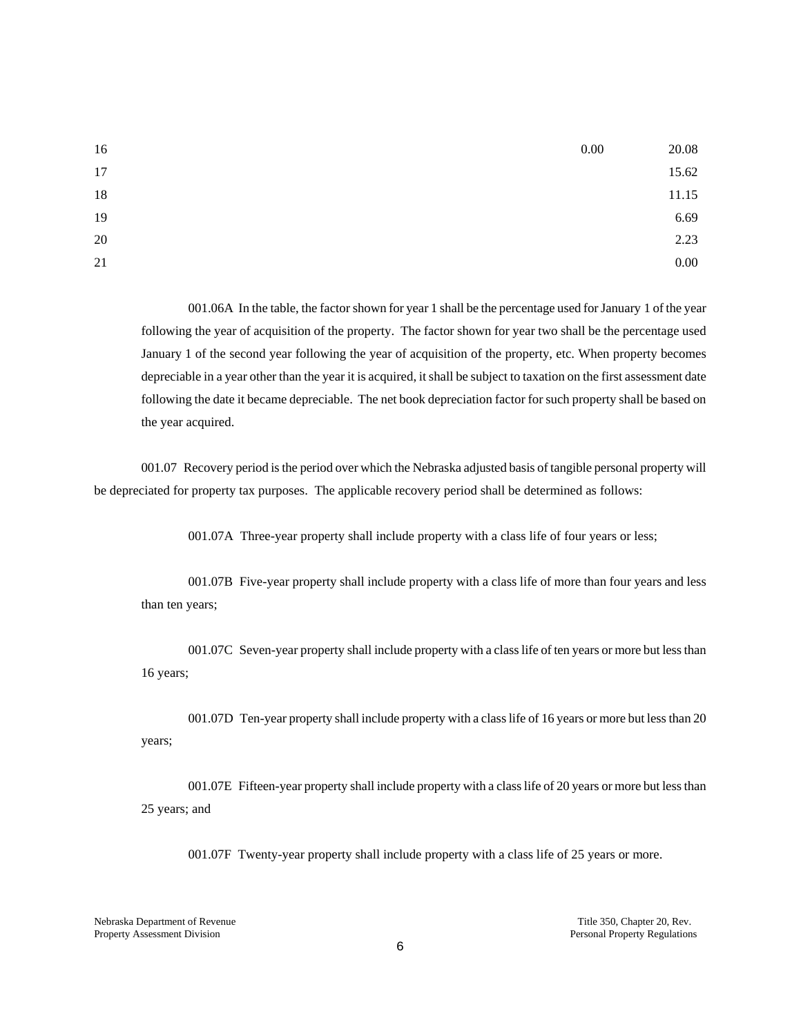| | | | | | | |
|---|---|---|---|---|---|---|
| 16 | | | | | 0.00 | 20.08 |
| 17 | | | | | | 15.62 |
| 18 | | | | | | 11.15 |
| 19 | | | | | | 6.69 |
| 20 | | | | | | 2.23 |
| 21 | | | | | | 0.00 |

001.06A In the table, the factor shown for year 1 shall be the percentage used for January 1 of the year following the year of acquisition of the property. The factor shown for year two shall be the percentage used January 1 of the second year following the year of acquisition of the property, etc. When property becomes depreciable in a year other than the year it is acquired, it shall be subject to taxation on the first assessment date following the date it became depreciable. The net book depreciation factor for such property shall be based on the year acquired.

001.07 Recovery period is the period over which the Nebraska adjusted basis of tangible personal property will be depreciated for property tax purposes. The applicable recovery period shall be determined as follows:

001.07A Three-year property shall include property with a class life of four years or less;

001.07B Five-year property shall include property with a class life of more than four years and less than ten years;

001.07C Seven-year property shall include property with a class life of ten years or more but less than 16 years;

001.07D Ten-year property shall include property with a class life of 16 years or more but less than 20 years;

001.07E Fifteen-year property shall include property with a class life of 20 years or more but less than 25 years; and

001.07F Twenty-year property shall include property with a class life of 25 years or more.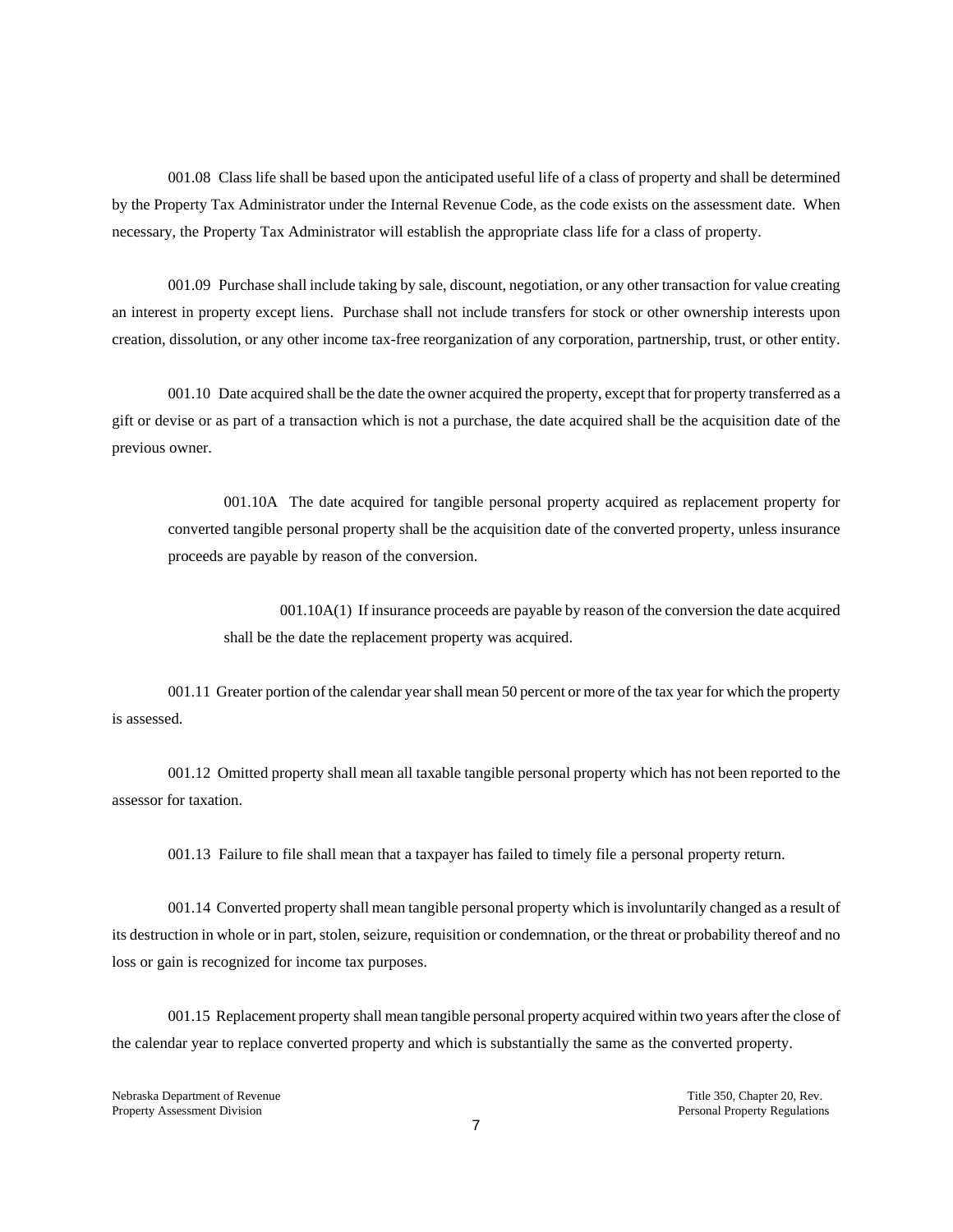001.08 Class life shall be based upon the anticipated useful life of a class of property and shall be determined by the Property Tax Administrator under the Internal Revenue Code, as the code exists on the assessment date. When necessary, the Property Tax Administrator will establish the appropriate class life for a class of property.

001.09 Purchase shall include taking by sale, discount, negotiation, or any other transaction for value creating an interest in property except liens. Purchase shall not include transfers for stock or other ownership interests upon creation, dissolution, or any other income tax-free reorganization of any corporation, partnership, trust, or other entity.

001.10 Date acquired shall be the date the owner acquired the property, except that for property transferred as a gift or devise or as part of a transaction which is not a purchase, the date acquired shall be the acquisition date of the previous owner.

001.10A The date acquired for tangible personal property acquired as replacement property for converted tangible personal property shall be the acquisition date of the converted property, unless insurance proceeds are payable by reason of the conversion.

001.10A(1) If insurance proceeds are payable by reason of the conversion the date acquired shall be the date the replacement property was acquired.

001.11 Greater portion of the calendar year shall mean 50 percent or more of the tax year for which the property is assessed.

001.12 Omitted property shall mean all taxable tangible personal property which has not been reported to the assessor for taxation.

001.13 Failure to file shall mean that a taxpayer has failed to timely file a personal property return.

001.14 Converted property shall mean tangible personal property which is involuntarily changed as a result of its destruction in whole or in part, stolen, seizure, requisition or condemnation, or the threat or probability thereof and no loss or gain is recognized for income tax purposes.

001.15 Replacement property shall mean tangible personal property acquired within two years after the close of the calendar year to replace converted property and which is substantially the same as the converted property.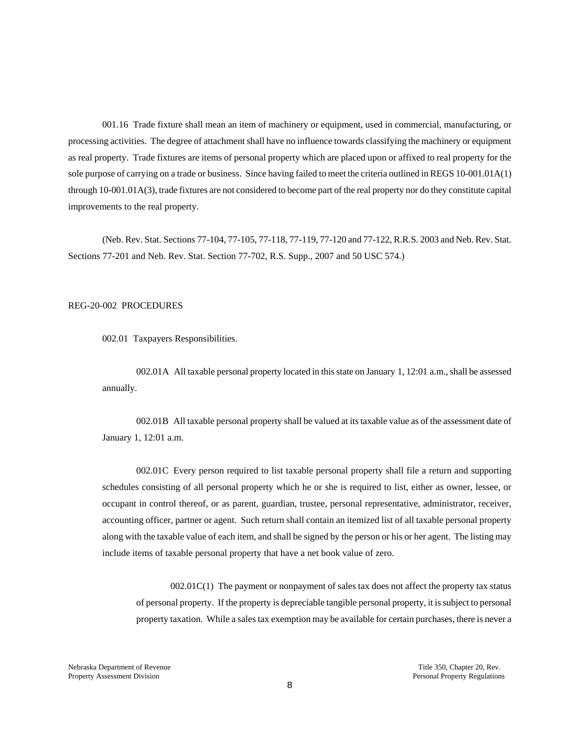001.16 Trade fixture shall mean an item of machinery or equipment, used in commercial, manufacturing, or processing activities. The degree of attachment shall have no influence towards classifying the machinery or equipment as real property. Trade fixtures are items of personal property which are placed upon or affixed to real property for the sole purpose of carrying on a trade or business. Since having failed to meet the criteria outlined in REGS 10-001.01A(1) through 10-001.01A(3), trade fixtures are not considered to become part of the real property nor do they constitute capital improvements to the real property.

(Neb. Rev. Stat. Sections 77-104, 77-105, 77-118, 77-119, 77-120 and 77-122, R.R.S. 2003 and Neb. Rev. Stat. Sections 77-201 and Neb. Rev. Stat. Section 77-702, R.S. Supp., 2007 and 50 USC 574.)

## REG-20-002 PROCEDURES

002.01 Taxpayers Responsibilities.

002.01A All taxable personal property located in this state on January 1, 12:01 a.m., shall be assessed annually.

002.01B All taxable personal property shall be valued at its taxable value as of the assessment date of January 1, 12:01 a.m.

002.01C Every person required to list taxable personal property shall file a return and supporting schedules consisting of all personal property which he or she is required to list, either as owner, lessee, or occupant in control thereof, or as parent, guardian, trustee, personal representative, administrator, receiver, accounting officer, partner or agent. Such return shall contain an itemized list of all taxable personal property along with the taxable value of each item, and shall be signed by the person or his or her agent. The listing may include items of taxable personal property that have a net book value of zero.

002.01C(1) The payment or nonpayment of sales tax does not affect the property tax status of personal property. If the property is depreciable tangible personal property, it is subject to personal property taxation. While a sales tax exemption may be available for certain purchases, there is never a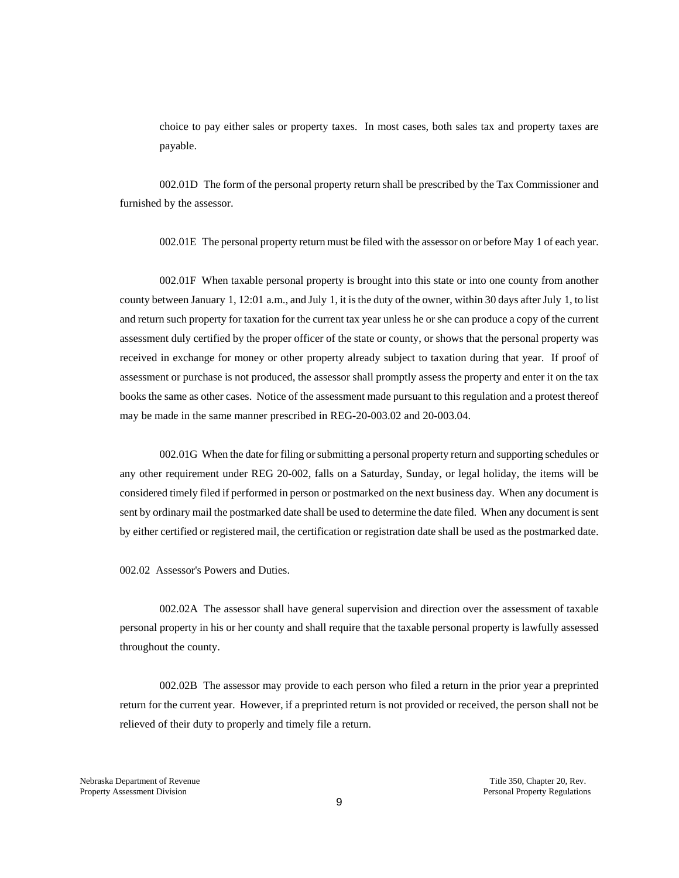choice to pay either sales or property taxes. In most cases, both sales tax and property taxes are payable.

002.01D The form of the personal property return shall be prescribed by the Tax Commissioner and furnished by the assessor.

002.01E The personal property return must be filed with the assessor on or before May 1 of each year.

002.01F When taxable personal property is brought into this state or into one county from another county between January 1, 12:01 a.m., and July 1, it is the duty of the owner, within 30 days after July 1, to list and return such property for taxation for the current tax year unless he or she can produce a copy of the current assessment duly certified by the proper officer of the state or county, or shows that the personal property was received in exchange for money or other property already subject to taxation during that year. If proof of assessment or purchase is not produced, the assessor shall promptly assess the property and enter it on the tax books the same as other cases. Notice of the assessment made pursuant to this regulation and a protest thereof may be made in the same manner prescribed in REG-20-003.02 and 20-003.04.

002.01G When the date for filing or submitting a personal property return and supporting schedules or any other requirement under REG 20-002, falls on a Saturday, Sunday, or legal holiday, the items will be considered timely filed if performed in person or postmarked on the next business day. When any document is sent by ordinary mail the postmarked date shall be used to determine the date filed. When any document is sent by either certified or registered mail, the certification or registration date shall be used as the postmarked date.

002.02 Assessor's Powers and Duties.

002.02A The assessor shall have general supervision and direction over the assessment of taxable personal property in his or her county and shall require that the taxable personal property is lawfully assessed throughout the county.

002.02B The assessor may provide to each person who filed a return in the prior year a preprinted return for the current year. However, if a preprinted return is not provided or received, the person shall not be relieved of their duty to properly and timely file a return.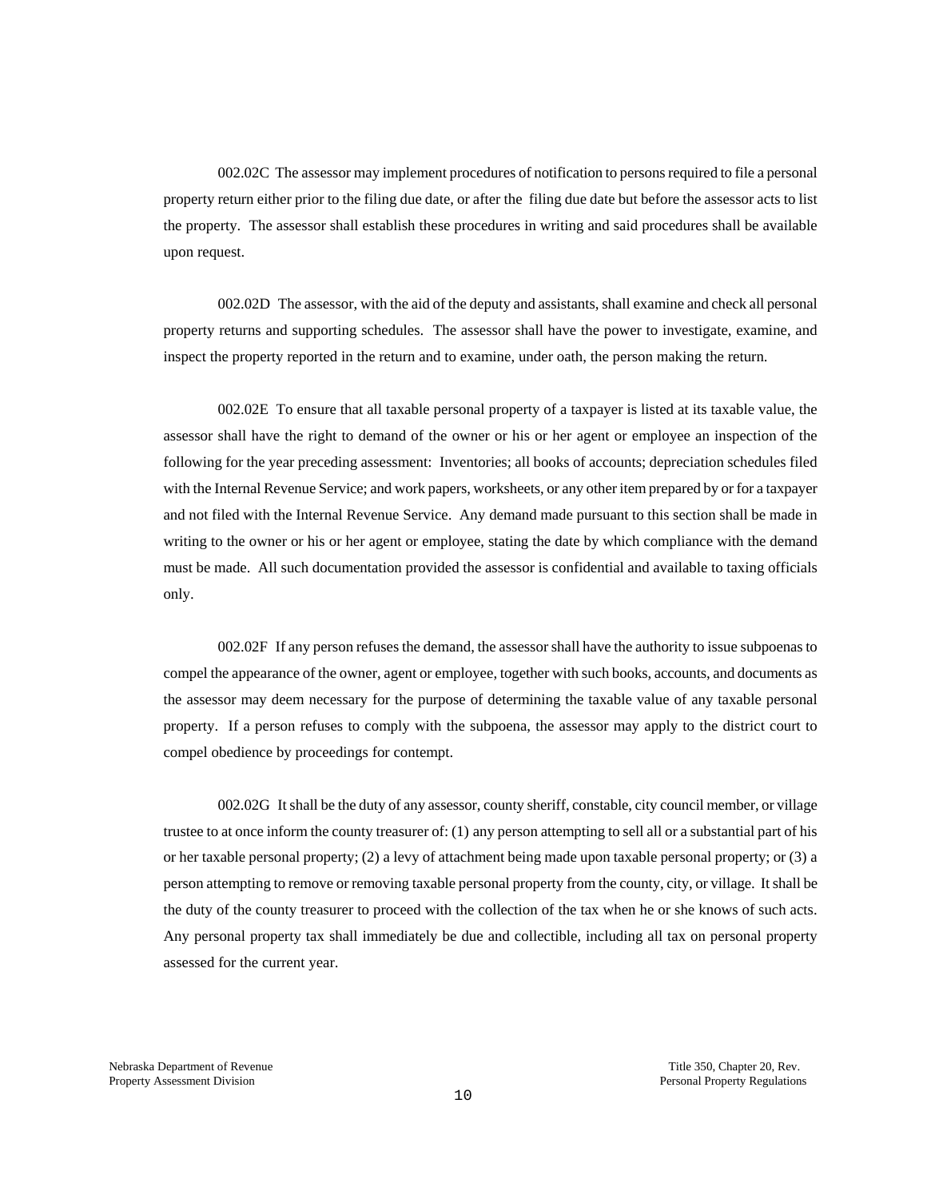002.02C The assessor may implement procedures of notification to persons required to file a personal property return either prior to the filing due date, or after the filing due date but before the assessor acts to list the property. The assessor shall establish these procedures in writing and said procedures shall be available upon request.

002.02D The assessor, with the aid of the deputy and assistants, shall examine and check all personal property returns and supporting schedules. The assessor shall have the power to investigate, examine, and inspect the property reported in the return and to examine, under oath, the person making the return.

002.02E To ensure that all taxable personal property of a taxpayer is listed at its taxable value, the assessor shall have the right to demand of the owner or his or her agent or employee an inspection of the following for the year preceding assessment: Inventories; all books of accounts; depreciation schedules filed with the Internal Revenue Service; and work papers, worksheets, or any other item prepared by or for a taxpayer and not filed with the Internal Revenue Service. Any demand made pursuant to this section shall be made in writing to the owner or his or her agent or employee, stating the date by which compliance with the demand must be made. All such documentation provided the assessor is confidential and available to taxing officials only.

002.02F If any person refuses the demand, the assessor shall have the authority to issue subpoenas to compel the appearance of the owner, agent or employee, together with such books, accounts, and documents as the assessor may deem necessary for the purpose of determining the taxable value of any taxable personal property. If a person refuses to comply with the subpoena, the assessor may apply to the district court to compel obedience by proceedings for contempt.

002.02G It shall be the duty of any assessor, county sheriff, constable, city council member, or village trustee to at once inform the county treasurer of: (1) any person attempting to sell all or a substantial part of his or her taxable personal property; (2) a levy of attachment being made upon taxable personal property; or (3) a person attempting to remove or removing taxable personal property from the county, city, or village. It shall be the duty of the county treasurer to proceed with the collection of the tax when he or she knows of such acts. Any personal property tax shall immediately be due and collectible, including all tax on personal property assessed for the current year.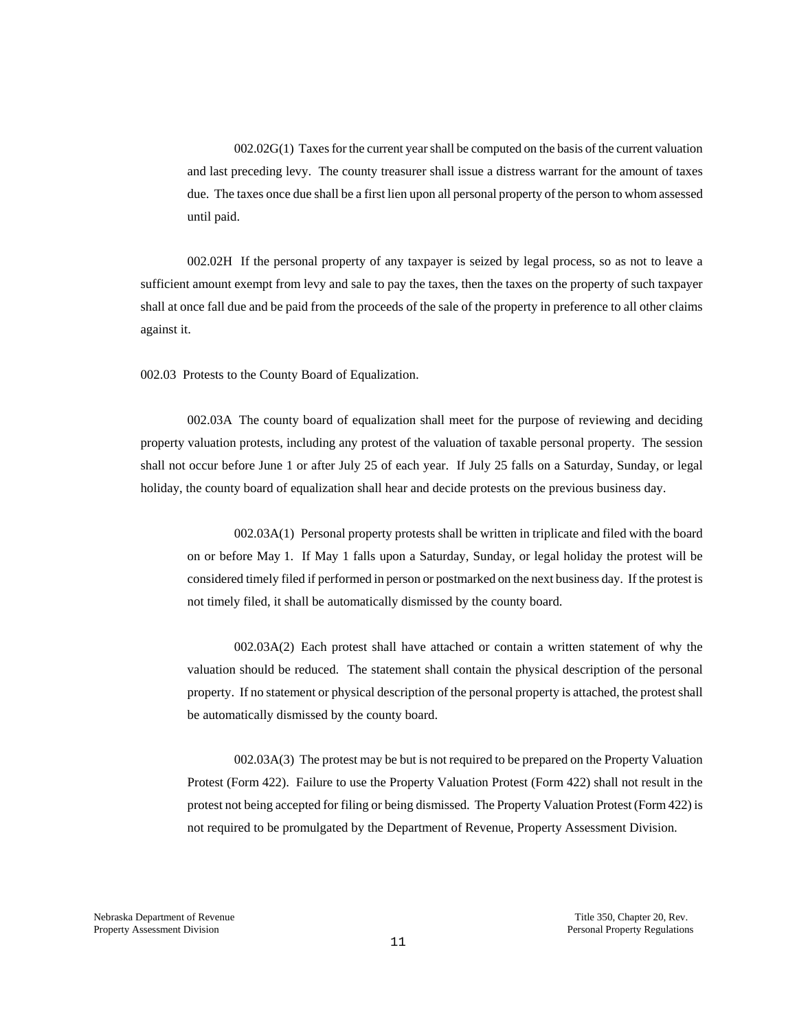002.02G(1) Taxes for the current year shall be computed on the basis of the current valuation and last preceding levy. The county treasurer shall issue a distress warrant for the amount of taxes due. The taxes once due shall be a first lien upon all personal property of the person to whom assessed until paid.

002.02H If the personal property of any taxpayer is seized by legal process, so as not to leave a sufficient amount exempt from levy and sale to pay the taxes, then the taxes on the property of such taxpayer shall at once fall due and be paid from the proceeds of the sale of the property in preference to all other claims against it.

002.03 Protests to the County Board of Equalization.

002.03A The county board of equalization shall meet for the purpose of reviewing and deciding property valuation protests, including any protest of the valuation of taxable personal property. The session shall not occur before June 1 or after July 25 of each year. If July 25 falls on a Saturday, Sunday, or legal holiday, the county board of equalization shall hear and decide protests on the previous business day.

002.03A(1) Personal property protests shall be written in triplicate and filed with the board on or before May 1. If May 1 falls upon a Saturday, Sunday, or legal holiday the protest will be considered timely filed if performed in person or postmarked on the next business day. If the protest is not timely filed, it shall be automatically dismissed by the county board.

002.03A(2) Each protest shall have attached or contain a written statement of why the valuation should be reduced. The statement shall contain the physical description of the personal property. If no statement or physical description of the personal property is attached, the protest shall be automatically dismissed by the county board.

002.03A(3) The protest may be but is not required to be prepared on the Property Valuation Protest (Form 422). Failure to use the Property Valuation Protest (Form 422) shall not result in the protest not being accepted for filing or being dismissed. The Property Valuation Protest (Form 422) is not required to be promulgated by the Department of Revenue, Property Assessment Division.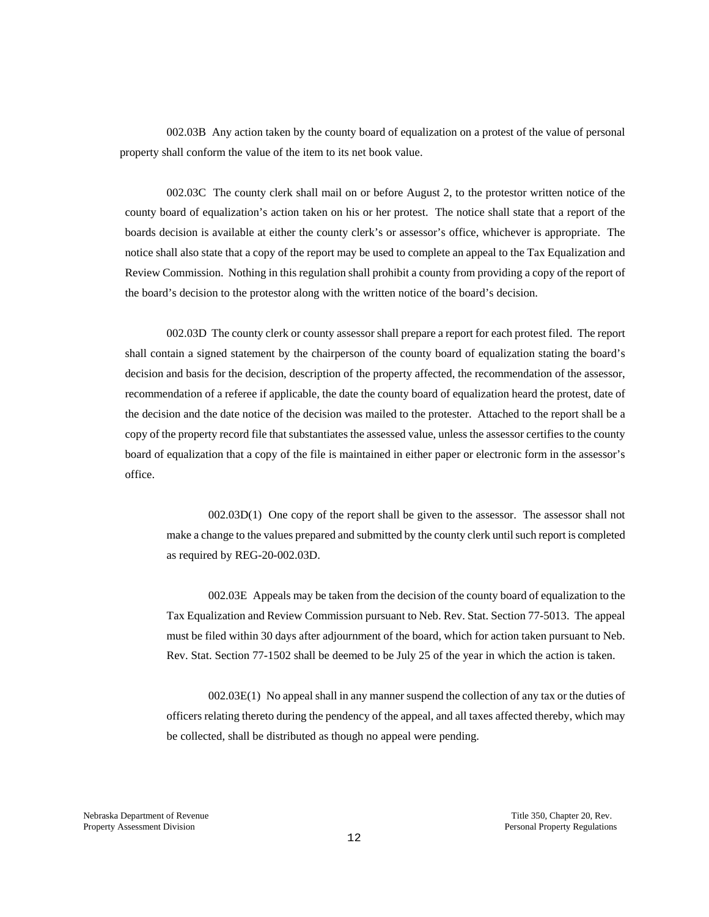002.03B Any action taken by the county board of equalization on a protest of the value of personal property shall conform the value of the item to its net book value.

002.03C The county clerk shall mail on or before August 2, to the protestor written notice of the county board of equalization's action taken on his or her protest. The notice shall state that a report of the boards decision is available at either the county clerk's or assessor's office, whichever is appropriate. The notice shall also state that a copy of the report may be used to complete an appeal to the Tax Equalization and Review Commission. Nothing in this regulation shall prohibit a county from providing a copy of the report of the board's decision to the protestor along with the written notice of the board's decision.

002.03D The county clerk or county assessor shall prepare a report for each protest filed. The report shall contain a signed statement by the chairperson of the county board of equalization stating the board's decision and basis for the decision, description of the property affected, the recommendation of the assessor, recommendation of a referee if applicable, the date the county board of equalization heard the protest, date of the decision and the date notice of the decision was mailed to the protester. Attached to the report shall be a copy of the property record file that substantiates the assessed value, unless the assessor certifies to the county board of equalization that a copy of the file is maintained in either paper or electronic form in the assessor's office.

002.03D(1) One copy of the report shall be given to the assessor. The assessor shall not make a change to the values prepared and submitted by the county clerk until such report is completed as required by REG-20-002.03D.

002.03E Appeals may be taken from the decision of the county board of equalization to the Tax Equalization and Review Commission pursuant to Neb. Rev. Stat. Section 77-5013. The appeal must be filed within 30 days after adjournment of the board, which for action taken pursuant to Neb. Rev. Stat. Section 77-1502 shall be deemed to be July 25 of the year in which the action is taken.

002.03E(1) No appeal shall in any manner suspend the collection of any tax or the duties of officers relating thereto during the pendency of the appeal, and all taxes affected thereby, which may be collected, shall be distributed as though no appeal were pending.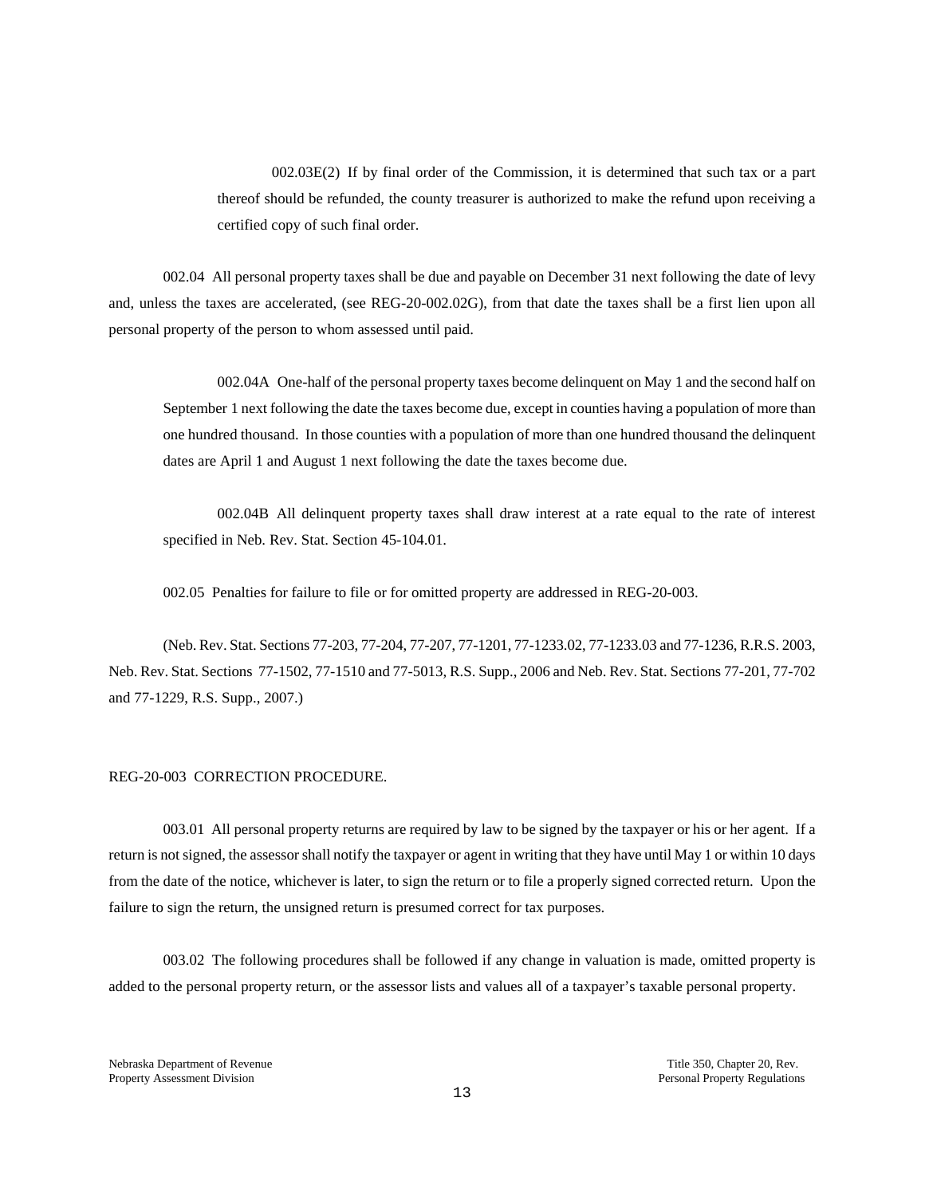002.03E(2) If by final order of the Commission, it is determined that such tax or a part thereof should be refunded, the county treasurer is authorized to make the refund upon receiving a certified copy of such final order.

002.04 All personal property taxes shall be due and payable on December 31 next following the date of levy and, unless the taxes are accelerated, (see REG-20-002.02G), from that date the taxes shall be a first lien upon all personal property of the person to whom assessed until paid.

002.04A One-half of the personal property taxes become delinquent on May 1 and the second half on September 1 next following the date the taxes become due, except in counties having a population of more than one hundred thousand. In those counties with a population of more than one hundred thousand the delinquent dates are April 1 and August 1 next following the date the taxes become due.

002.04B All delinquent property taxes shall draw interest at a rate equal to the rate of interest specified in Neb. Rev. Stat. Section 45-104.01.

002.05 Penalties for failure to file or for omitted property are addressed in REG-20-003.

(Neb. Rev. Stat. Sections 77-203, 77-204, 77-207, 77-1201, 77-1233.02, 77-1233.03 and 77-1236, R.R.S. 2003, Neb. Rev. Stat. Sections 77-1502, 77-1510 and 77-5013, R.S. Supp., 2006 and Neb. Rev. Stat. Sections 77-201, 77-702 and 77-1229, R.S. Supp., 2007.)

## REG-20-003 CORRECTION PROCEDURE.

003.01 All personal property returns are required by law to be signed by the taxpayer or his or her agent. If a return is not signed, the assessor shall notify the taxpayer or agent in writing that they have until May 1 or within 10 days from the date of the notice, whichever is later, to sign the return or to file a properly signed corrected return. Upon the failure to sign the return, the unsigned return is presumed correct for tax purposes.

003.02 The following procedures shall be followed if any change in valuation is made, omitted property is added to the personal property return, or the assessor lists and values all of a taxpayer's taxable personal property.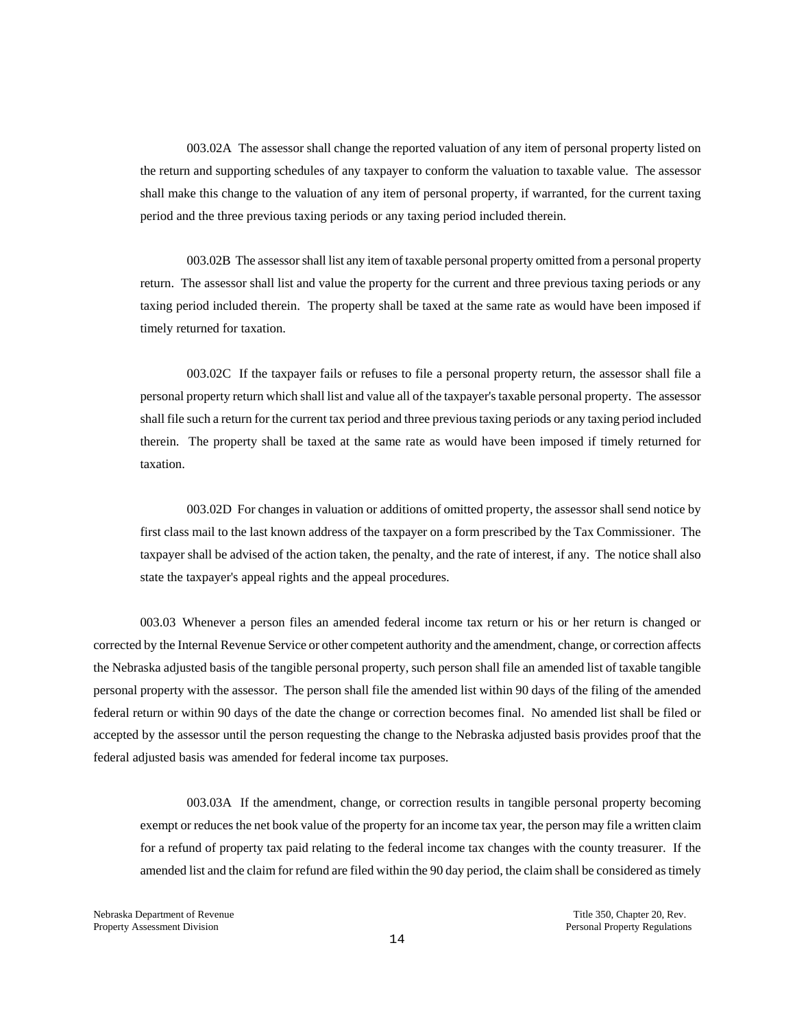003.02A The assessor shall change the reported valuation of any item of personal property listed on the return and supporting schedules of any taxpayer to conform the valuation to taxable value. The assessor shall make this change to the valuation of any item of personal property, if warranted, for the current taxing period and the three previous taxing periods or any taxing period included therein.

003.02B The assessor shall list any item of taxable personal property omitted from a personal property return. The assessor shall list and value the property for the current and three previous taxing periods or any taxing period included therein. The property shall be taxed at the same rate as would have been imposed if timely returned for taxation.

003.02C If the taxpayer fails or refuses to file a personal property return, the assessor shall file a personal property return which shall list and value all of the taxpayer's taxable personal property. The assessor shall file such a return for the current tax period and three previous taxing periods or any taxing period included therein. The property shall be taxed at the same rate as would have been imposed if timely returned for taxation.

003.02D For changes in valuation or additions of omitted property, the assessor shall send notice by first class mail to the last known address of the taxpayer on a form prescribed by the Tax Commissioner. The taxpayer shall be advised of the action taken, the penalty, and the rate of interest, if any. The notice shall also state the taxpayer's appeal rights and the appeal procedures.

003.03 Whenever a person files an amended federal income tax return or his or her return is changed or corrected by the Internal Revenue Service or other competent authority and the amendment, change, or correction affects the Nebraska adjusted basis of the tangible personal property, such person shall file an amended list of taxable tangible personal property with the assessor. The person shall file the amended list within 90 days of the filing of the amended federal return or within 90 days of the date the change or correction becomes final. No amended list shall be filed or accepted by the assessor until the person requesting the change to the Nebraska adjusted basis provides proof that the federal adjusted basis was amended for federal income tax purposes.

003.03A If the amendment, change, or correction results in tangible personal property becoming exempt or reduces the net book value of the property for an income tax year, the person may file a written claim for a refund of property tax paid relating to the federal income tax changes with the county treasurer. If the amended list and the claim for refund are filed within the 90 day period, the claim shall be considered as timely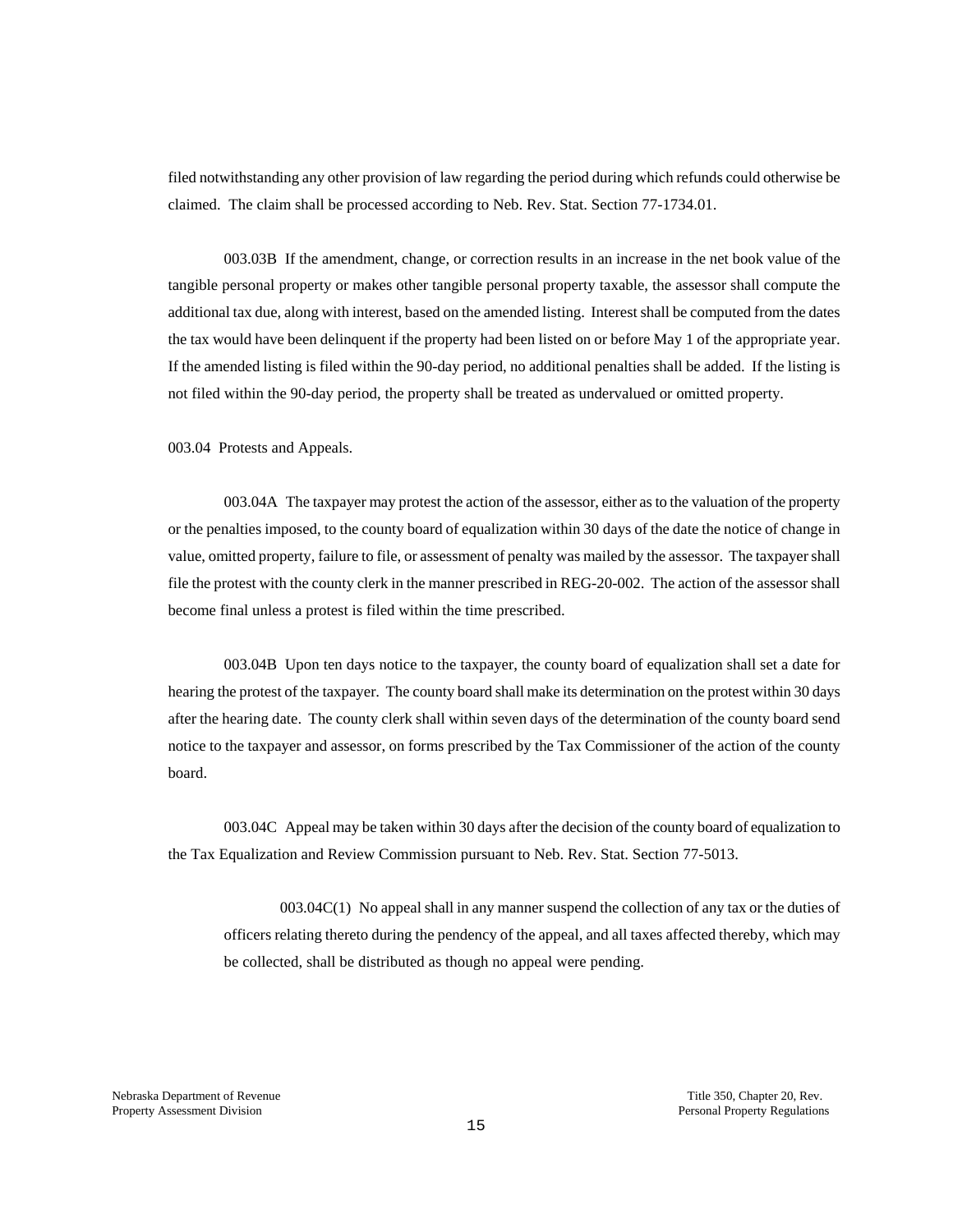filed notwithstanding any other provision of law regarding the period during which refunds could otherwise be claimed. The claim shall be processed according to Neb. Rev. Stat. Section 77-1734.01.

003.03B If the amendment, change, or correction results in an increase in the net book value of the tangible personal property or makes other tangible personal property taxable, the assessor shall compute the additional tax due, along with interest, based on the amended listing. Interest shall be computed from the dates the tax would have been delinquent if the property had been listed on or before May 1 of the appropriate year. If the amended listing is filed within the 90-day period, no additional penalties shall be added. If the listing is not filed within the 90-day period, the property shall be treated as undervalued or omitted property.

003.04 Protests and Appeals.

003.04A The taxpayer may protest the action of the assessor, either as to the valuation of the property or the penalties imposed, to the county board of equalization within 30 days of the date the notice of change in value, omitted property, failure to file, or assessment of penalty was mailed by the assessor. The taxpayer shall file the protest with the county clerk in the manner prescribed in REG-20-002. The action of the assessor shall become final unless a protest is filed within the time prescribed.

003.04B Upon ten days notice to the taxpayer, the county board of equalization shall set a date for hearing the protest of the taxpayer. The county board shall make its determination on the protest within 30 days after the hearing date. The county clerk shall within seven days of the determination of the county board send notice to the taxpayer and assessor, on forms prescribed by the Tax Commissioner of the action of the county board.

003.04C Appeal may be taken within 30 days after the decision of the county board of equalization to the Tax Equalization and Review Commission pursuant to Neb. Rev. Stat. Section 77-5013.

003.04C(1) No appeal shall in any manner suspend the collection of any tax or the duties of officers relating thereto during the pendency of the appeal, and all taxes affected thereby, which may be collected, shall be distributed as though no appeal were pending.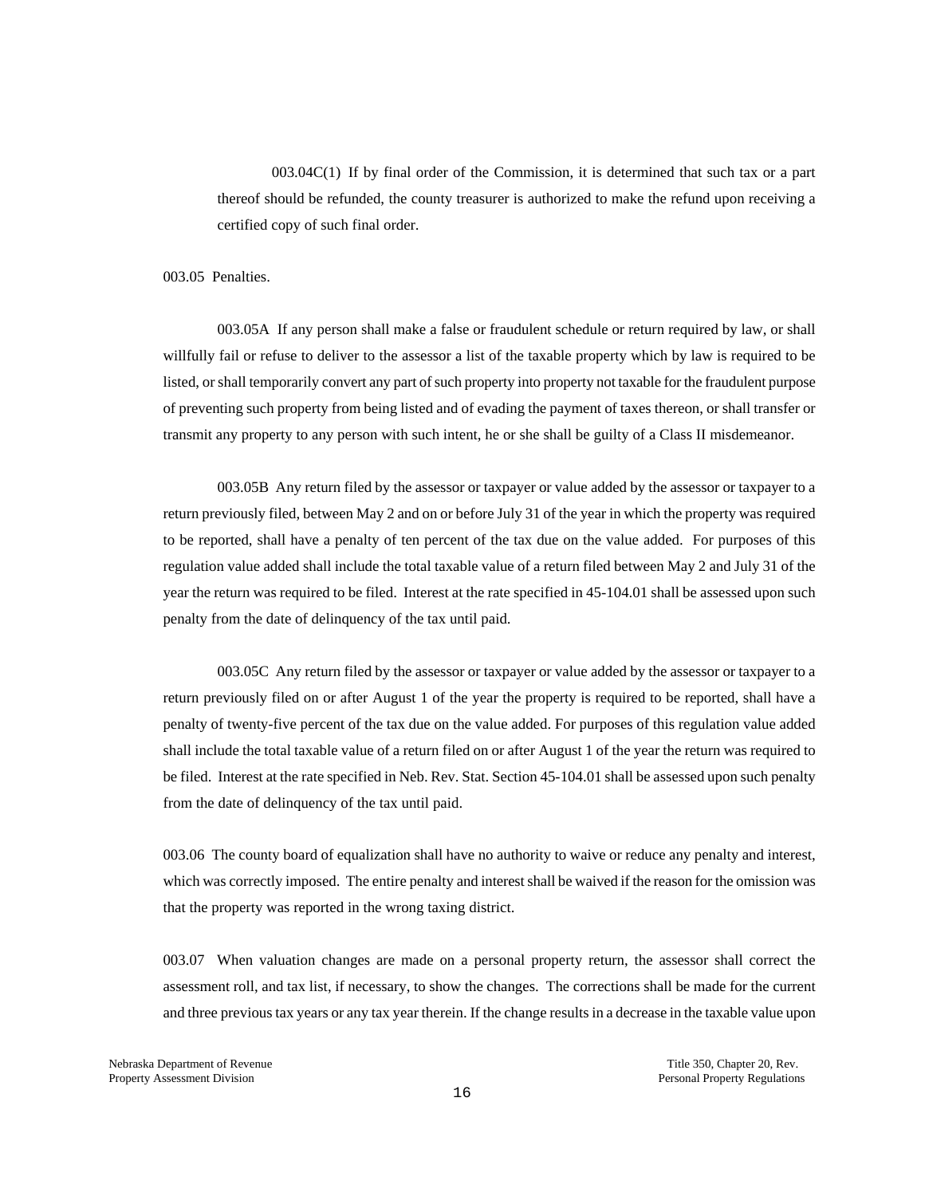003.04C(1) If by final order of the Commission, it is determined that such tax or a part thereof should be refunded, the county treasurer is authorized to make the refund upon receiving a certified copy of such final order.

003.05 Penalties.

003.05A If any person shall make a false or fraudulent schedule or return required by law, or shall willfully fail or refuse to deliver to the assessor a list of the taxable property which by law is required to be listed, or shall temporarily convert any part of such property into property not taxable for the fraudulent purpose of preventing such property from being listed and of evading the payment of taxes thereon, or shall transfer or transmit any property to any person with such intent, he or she shall be guilty of a Class II misdemeanor.

003.05B Any return filed by the assessor or taxpayer or value added by the assessor or taxpayer to a return previously filed, between May 2 and on or before July 31 of the year in which the property was required to be reported, shall have a penalty of ten percent of the tax due on the value added. For purposes of this regulation value added shall include the total taxable value of a return filed between May 2 and July 31 of the year the return was required to be filed. Interest at the rate specified in 45-104.01 shall be assessed upon such penalty from the date of delinquency of the tax until paid.

003.05C Any return filed by the assessor or taxpayer or value added by the assessor or taxpayer to a return previously filed on or after August 1 of the year the property is required to be reported, shall have a penalty of twenty-five percent of the tax due on the value added. For purposes of this regulation value added shall include the total taxable value of a return filed on or after August 1 of the year the return was required to be filed. Interest at the rate specified in Neb. Rev. Stat. Section 45-104.01 shall be assessed upon such penalty from the date of delinquency of the tax until paid.

003.06 The county board of equalization shall have no authority to waive or reduce any penalty and interest, which was correctly imposed. The entire penalty and interest shall be waived if the reason for the omission was that the property was reported in the wrong taxing district.

003.07 When valuation changes are made on a personal property return, the assessor shall correct the assessment roll, and tax list, if necessary, to show the changes. The corrections shall be made for the current and three previous tax years or any tax year therein. If the change results in a decrease in the taxable value upon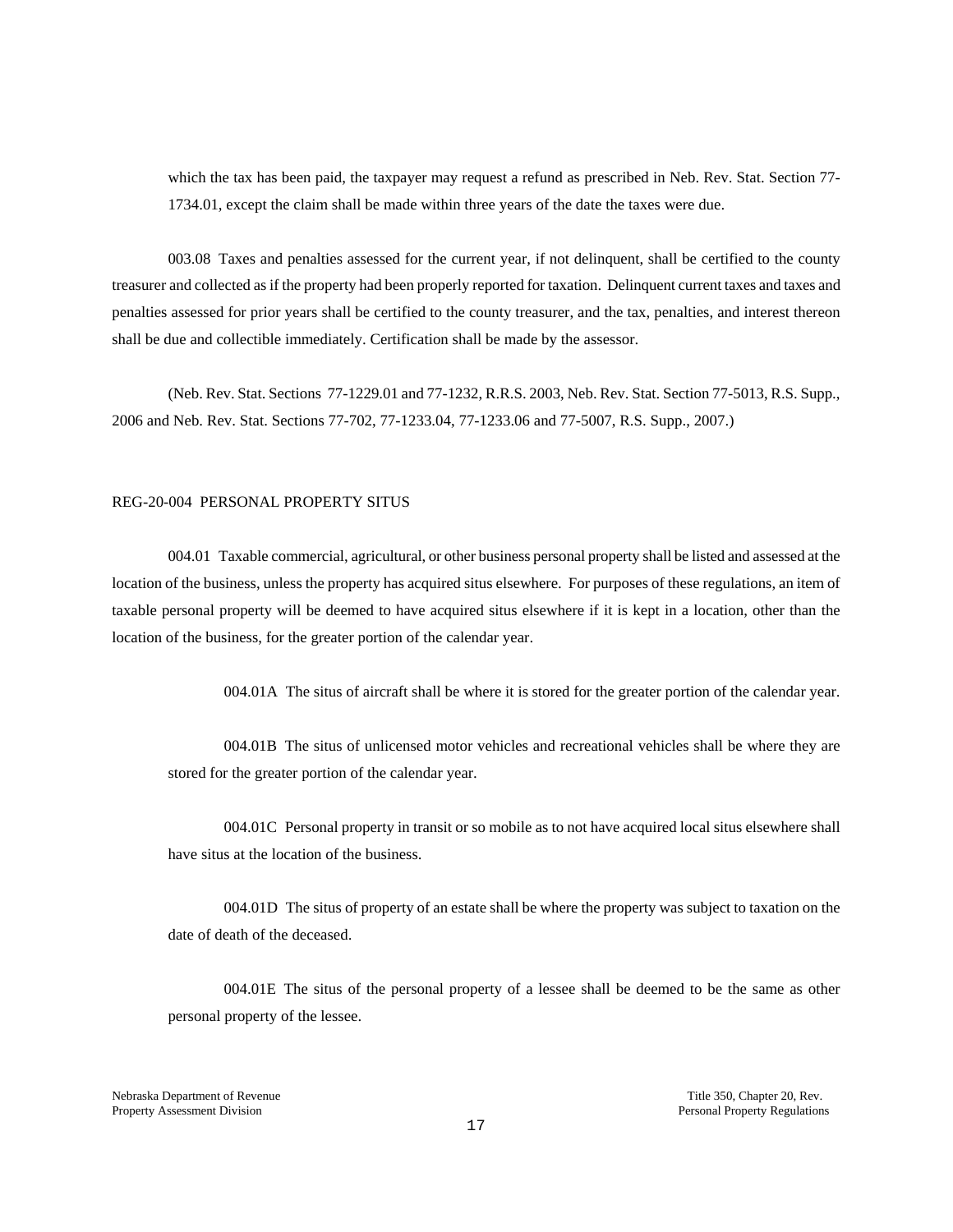which the tax has been paid, the taxpayer may request a refund as prescribed in Neb. Rev. Stat. Section 77-1734.01, except the claim shall be made within three years of the date the taxes were due.

003.08 Taxes and penalties assessed for the current year, if not delinquent, shall be certified to the county treasurer and collected as if the property had been properly reported for taxation. Delinquent current taxes and taxes and penalties assessed for prior years shall be certified to the county treasurer, and the tax, penalties, and interest thereon shall be due and collectible immediately. Certification shall be made by the assessor.

(Neb. Rev. Stat. Sections 77-1229.01 and 77-1232, R.R.S. 2003, Neb. Rev. Stat. Section 77-5013, R.S. Supp., 2006 and Neb. Rev. Stat. Sections 77-702, 77-1233.04, 77-1233.06 and 77-5007, R.S. Supp., 2007.)

REG-20-004 PERSONAL PROPERTY SITUS

004.01 Taxable commercial, agricultural, or other business personal property shall be listed and assessed at the location of the business, unless the property has acquired situs elsewhere. For purposes of these regulations, an item of taxable personal property will be deemed to have acquired situs elsewhere if it is kept in a location, other than the location of the business, for the greater portion of the calendar year.

004.01A The situs of aircraft shall be where it is stored for the greater portion of the calendar year.

004.01B The situs of unlicensed motor vehicles and recreational vehicles shall be where they are stored for the greater portion of the calendar year.

004.01C Personal property in transit or so mobile as to not have acquired local situs elsewhere shall have situs at the location of the business.

004.01D The situs of property of an estate shall be where the property was subject to taxation on the date of death of the deceased.

004.01E The situs of the personal property of a lessee shall be deemed to be the same as other personal property of the lessee.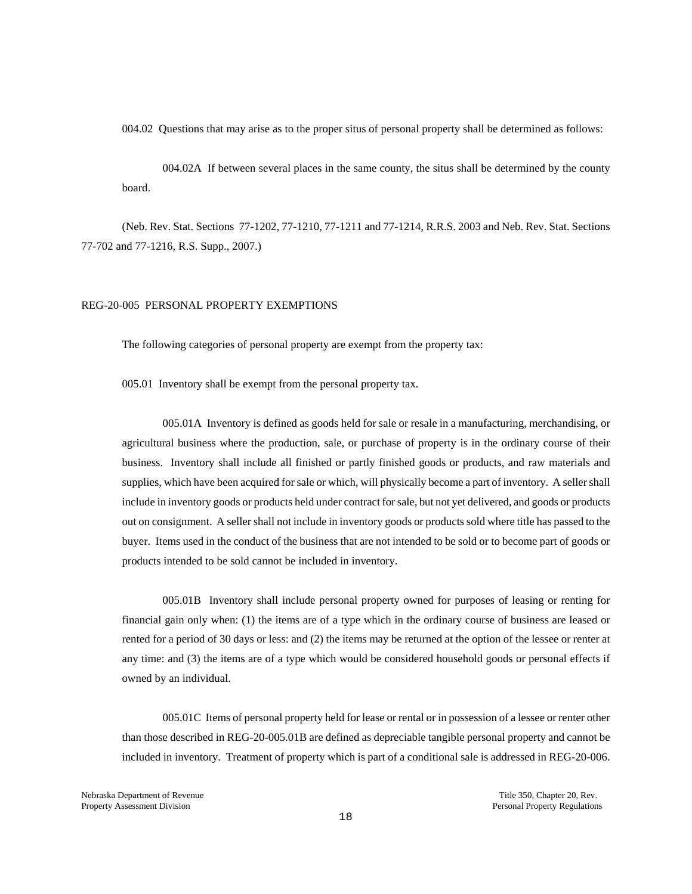004.02 Questions that may arise as to the proper situs of personal property shall be determined as follows:

004.02A If between several places in the same county, the situs shall be determined by the county board.

(Neb. Rev. Stat. Sections 77-1202, 77-1210, 77-1211 and 77-1214, R.R.S. 2003 and Neb. Rev. Stat. Sections 77-702 and 77-1216, R.S. Supp., 2007.)

## REG-20-005 PERSONAL PROPERTY EXEMPTIONS

The following categories of personal property are exempt from the property tax:

005.01 Inventory shall be exempt from the personal property tax.

005.01A Inventory is defined as goods held for sale or resale in a manufacturing, merchandising, or agricultural business where the production, sale, or purchase of property is in the ordinary course of their business. Inventory shall include all finished or partly finished goods or products, and raw materials and supplies, which have been acquired for sale or which, will physically become a part of inventory. A seller shall include in inventory goods or products held under contract for sale, but not yet delivered, and goods or products out on consignment. A seller shall not include in inventory goods or products sold where title has passed to the buyer. Items used in the conduct of the business that are not intended to be sold or to become part of goods or products intended to be sold cannot be included in inventory.

005.01B Inventory shall include personal property owned for purposes of leasing or renting for financial gain only when: (1) the items are of a type which in the ordinary course of business are leased or rented for a period of 30 days or less: and (2) the items may be returned at the option of the lessee or renter at any time: and (3) the items are of a type which would be considered household goods or personal effects if owned by an individual.

005.01C Items of personal property held for lease or rental or in possession of a lessee or renter other than those described in REG-20-005.01B are defined as depreciable tangible personal property and cannot be included in inventory. Treatment of property which is part of a conditional sale is addressed in REG-20-006.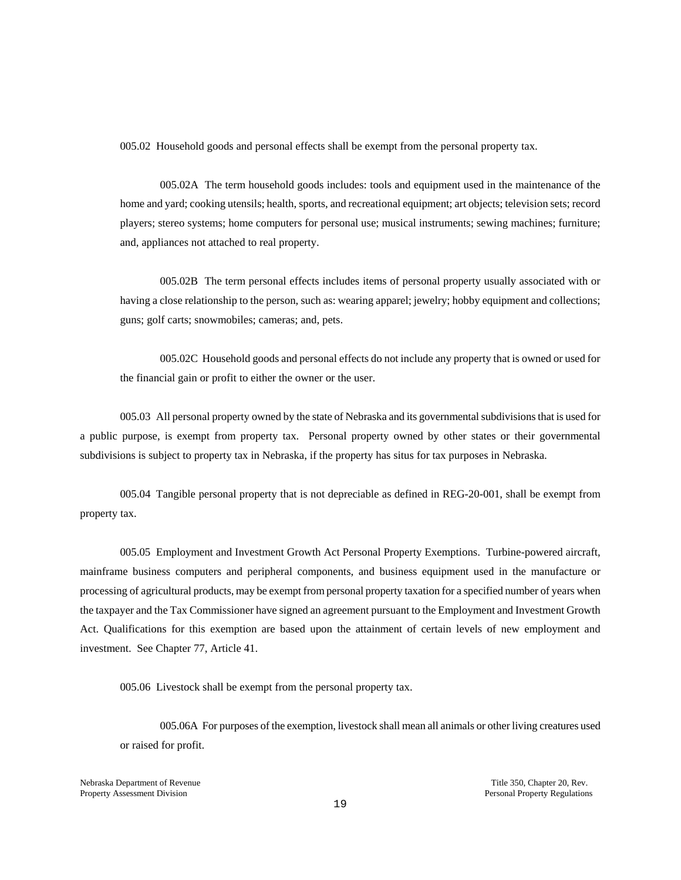005.02 Household goods and personal effects shall be exempt from the personal property tax.

005.02A The term household goods includes: tools and equipment used in the maintenance of the home and yard; cooking utensils; health, sports, and recreational equipment; art objects; television sets; record players; stereo systems; home computers for personal use; musical instruments; sewing machines; furniture; and, appliances not attached to real property.

005.02B The term personal effects includes items of personal property usually associated with or having a close relationship to the person, such as: wearing apparel; jewelry; hobby equipment and collections; guns; golf carts; snowmobiles; cameras; and, pets.

005.02C Household goods and personal effects do not include any property that is owned or used for the financial gain or profit to either the owner or the user.

005.03 All personal property owned by the state of Nebraska and its governmental subdivisions that is used for a public purpose, is exempt from property tax. Personal property owned by other states or their governmental subdivisions is subject to property tax in Nebraska, if the property has situs for tax purposes in Nebraska.

005.04 Tangible personal property that is not depreciable as defined in REG-20-001, shall be exempt from property tax.

005.05 Employment and Investment Growth Act Personal Property Exemptions. Turbine-powered aircraft, mainframe business computers and peripheral components, and business equipment used in the manufacture or processing of agricultural products, may be exempt from personal property taxation for a specified number of years when the taxpayer and the Tax Commissioner have signed an agreement pursuant to the Employment and Investment Growth Act. Qualifications for this exemption are based upon the attainment of certain levels of new employment and investment. See Chapter 77, Article 41.

005.06 Livestock shall be exempt from the personal property tax.

005.06A For purposes of the exemption, livestock shall mean all animals or other living creatures used or raised for profit.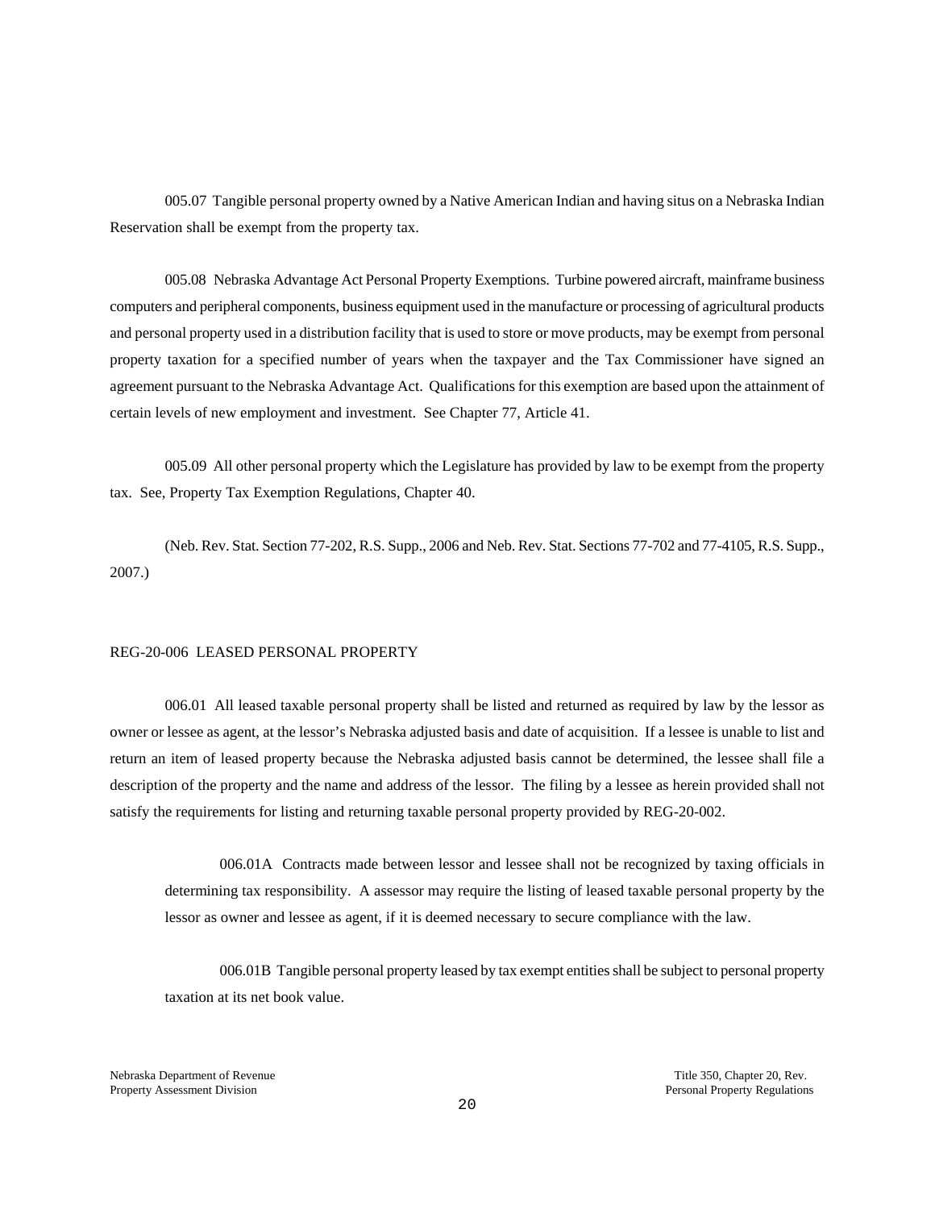005.07 Tangible personal property owned by a Native American Indian and having situs on a Nebraska Indian Reservation shall be exempt from the property tax.

005.08 Nebraska Advantage Act Personal Property Exemptions. Turbine powered aircraft, mainframe business computers and peripheral components, business equipment used in the manufacture or processing of agricultural products and personal property used in a distribution facility that is used to store or move products, may be exempt from personal property taxation for a specified number of years when the taxpayer and the Tax Commissioner have signed an agreement pursuant to the Nebraska Advantage Act. Qualifications for this exemption are based upon the attainment of certain levels of new employment and investment. See Chapter 77, Article 41.

005.09 All other personal property which the Legislature has provided by law to be exempt from the property tax. See, Property Tax Exemption Regulations, Chapter 40.

(Neb. Rev. Stat. Section 77-202, R.S. Supp., 2006 and Neb. Rev. Stat. Sections 77-702 and 77-4105, R.S. Supp., 2007.)

## REG-20-006 LEASED PERSONAL PROPERTY

006.01 All leased taxable personal property shall be listed and returned as required by law by the lessor as owner or lessee as agent, at the lessor's Nebraska adjusted basis and date of acquisition. If a lessee is unable to list and return an item of leased property because the Nebraska adjusted basis cannot be determined, the lessee shall file a description of the property and the name and address of the lessor. The filing by a lessee as herein provided shall not satisfy the requirements for listing and returning taxable personal property provided by REG-20-002.

> 006.01A Contracts made between lessor and lessee shall not be recognized by taxing officials in determining tax responsibility. A assessor may require the listing of leased taxable personal property by the lessor as owner and lessee as agent, if it is deemed necessary to secure compliance with the law.
>
> 006.01B Tangible personal property leased by tax exempt entities shall be subject to personal property taxation at its net book value.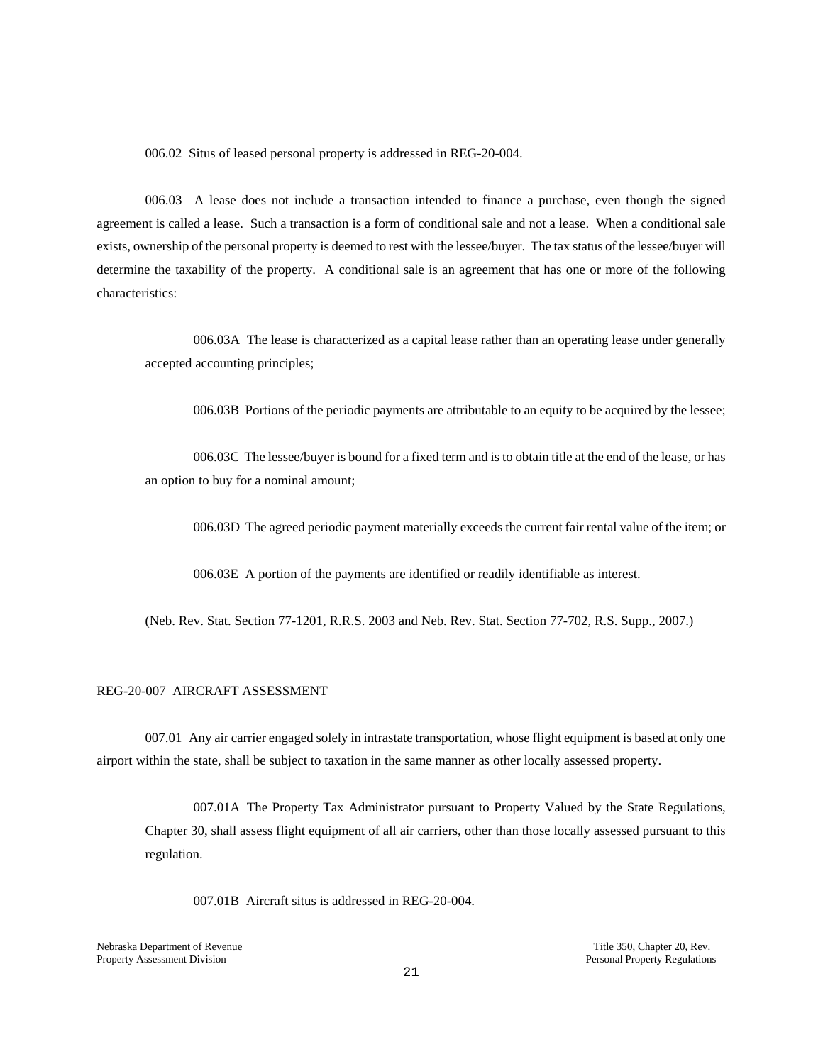006.02 Situs of leased personal property is addressed in REG-20-004.

006.03 A lease does not include a transaction intended to finance a purchase, even though the signed agreement is called a lease. Such a transaction is a form of conditional sale and not a lease. When a conditional sale exists, ownership of the personal property is deemed to rest with the lessee/buyer. The tax status of the lessee/buyer will determine the taxability of the property. A conditional sale is an agreement that has one or more of the following characteristics:

006.03A The lease is characterized as a capital lease rather than an operating lease under generally accepted accounting principles;

006.03B Portions of the periodic payments are attributable to an equity to be acquired by the lessee;

006.03C The lessee/buyer is bound for a fixed term and is to obtain title at the end of the lease, or has an option to buy for a nominal amount;

006.03D The agreed periodic payment materially exceeds the current fair rental value of the item; or

006.03E A portion of the payments are identified or readily identifiable as interest.

(Neb. Rev. Stat. Section 77-1201, R.R.S. 2003 and Neb. Rev. Stat. Section 77-702, R.S. Supp., 2007.)

## REG-20-007 AIRCRAFT ASSESSMENT

007.01 Any air carrier engaged solely in intrastate transportation, whose flight equipment is based at only one airport within the state, shall be subject to taxation in the same manner as other locally assessed property.

007.01A The Property Tax Administrator pursuant to Property Valued by the State Regulations, Chapter 30, shall assess flight equipment of all air carriers, other than those locally assessed pursuant to this regulation.

007.01B Aircraft situs is addressed in REG-20-004.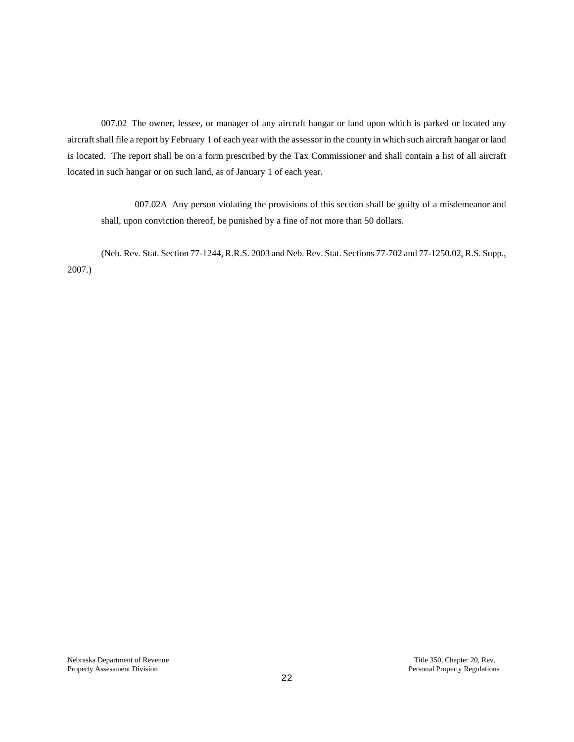007.02 The owner, lessee, or manager of any aircraft hangar or land upon which is parked or located any aircraft shall file a report by February 1 of each year with the assessor in the county in which such aircraft hangar or land is located. The report shall be on a form prescribed by the Tax Commissioner and shall contain a list of all aircraft located in such hangar or on such land, as of January 1 of each year.

007.02A Any person violating the provisions of this section shall be guilty of a misdemeanor and shall, upon conviction thereof, be punished by a fine of not more than 50 dollars.

(Neb. Rev. Stat. Section 77-1244, R.R.S. 2003 and Neb. Rev. Stat. Sections 77-702 and 77-1250.02, R.S. Supp., 2007.)